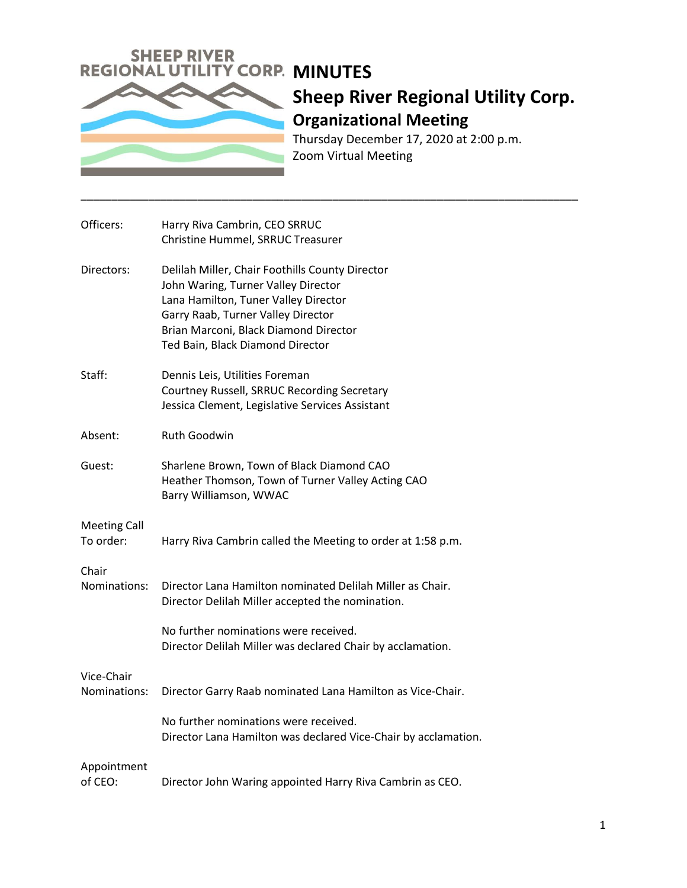SHEEP RIVER REGIONAL UTILITY CORP.

# MINUTES

## Sheep River Regional Utility Corp.

### Organizational Meeting

Thursday December 17, 2020 at 2:00 p.m.
Zoom Virtual Meeting

---

| | |
|---|---|
| Officers: | Harry Riva Cambrin, CEO SRRUC<br>Christine Hummel, SRRUC Treasurer |
| Directors: | Delilah Miller, Chair Foothills County Director<br>John Waring, Turner Valley Director<br>Lana Hamilton, Tuner Valley Director<br>Garry Raab, Turner Valley Director<br>Brian Marconi, Black Diamond Director<br>Ted Bain, Black Diamond Director |
| Staff: | Dennis Leis, Utilities Foreman<br>Courtney Russell, SRRUC Recording Secretary<br>Jessica Clement, Legislative Services Assistant |
| Absent: | Ruth Goodwin |
| Guest: | Sharlene Brown, Town of Black Diamond CAO<br>Heather Thomson, Town of Turner Valley Acting CAO<br>Barry Williamson, WWAC |
| Meeting Call To order: | Harry Riva Cambrin called the Meeting to order at 1:58 p.m. |
| Chair Nominations: | Director Lana Hamilton nominated Delilah Miller as Chair.<br>Director Delilah Miller accepted the nomination.<br><br>No further nominations were received.<br>Director Delilah Miller was declared Chair by acclamation. |
| Vice-Chair Nominations: | Director Garry Raab nominated Lana Hamilton as Vice-Chair.<br><br>No further nominations were received.<br>Director Lana Hamilton was declared Vice-Chair by acclamation. |
| Appointment of CEO: | Director John Waring appointed Harry Riva Cambrin as CEO. |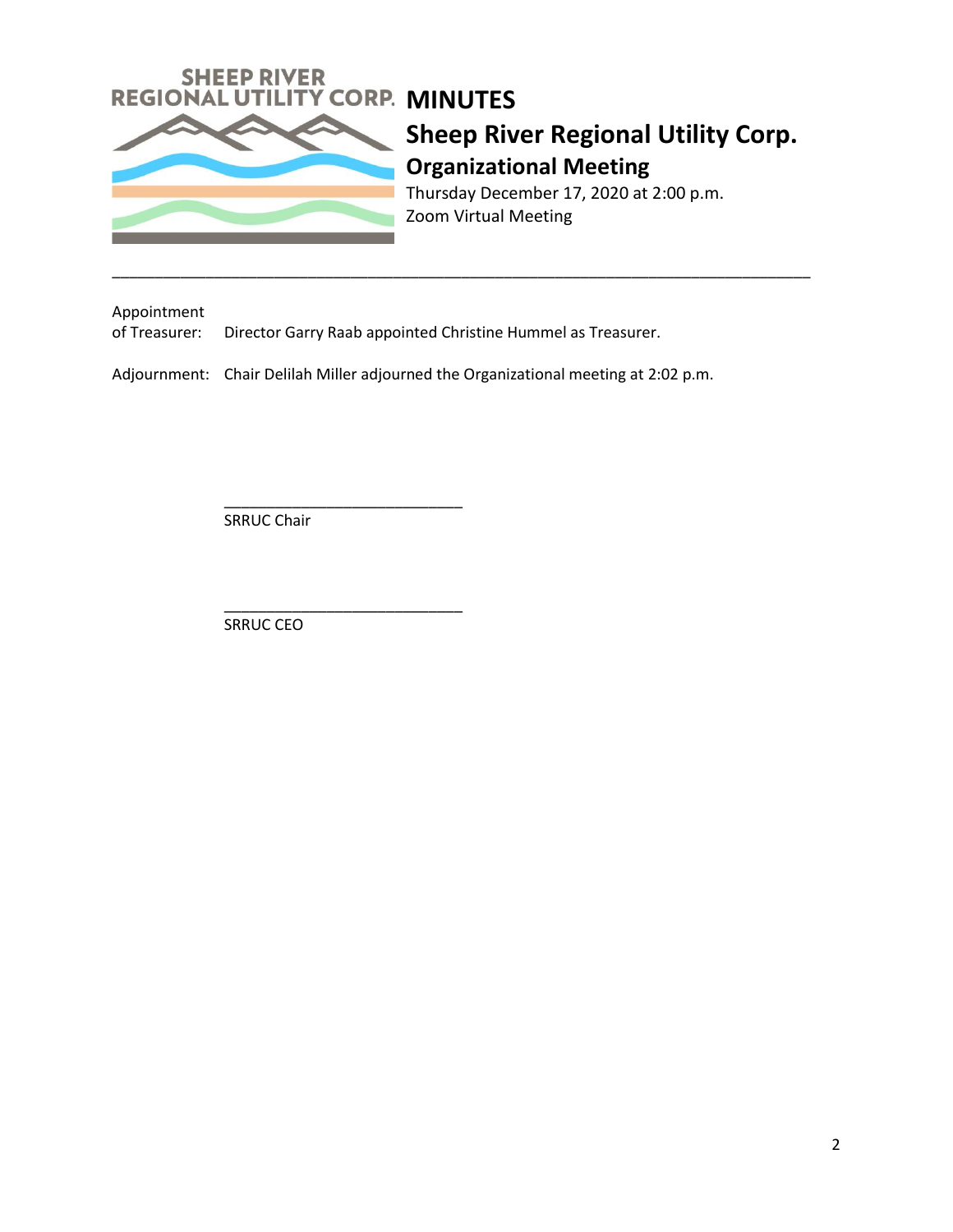SHEEP RIVER REGIONAL UTILITY CORP.

# MINUTES

## Sheep River Regional Utility Corp.

### Organizational Meeting

Thursday December 17, 2020 at 2:00 p.m.
Zoom Virtual Meeting

---

Appointment of Treasurer: Director Garry Raab appointed Christine Hummel as Treasurer.

Adjournment: Chair Delilah Miller adjourned the Organizational meeting at 2:02 p.m.

\_\_\_\_\_\_\_\_\_\_\_\_\_\_\_\_\_\_\_\_\_\_\_\_\_\_\_\_\_\_

SRRUC Chair

\_\_\_\_\_\_\_\_\_\_\_\_\_\_\_\_\_\_\_\_\_\_\_\_\_\_\_\_\_\_

SRRUC CEO